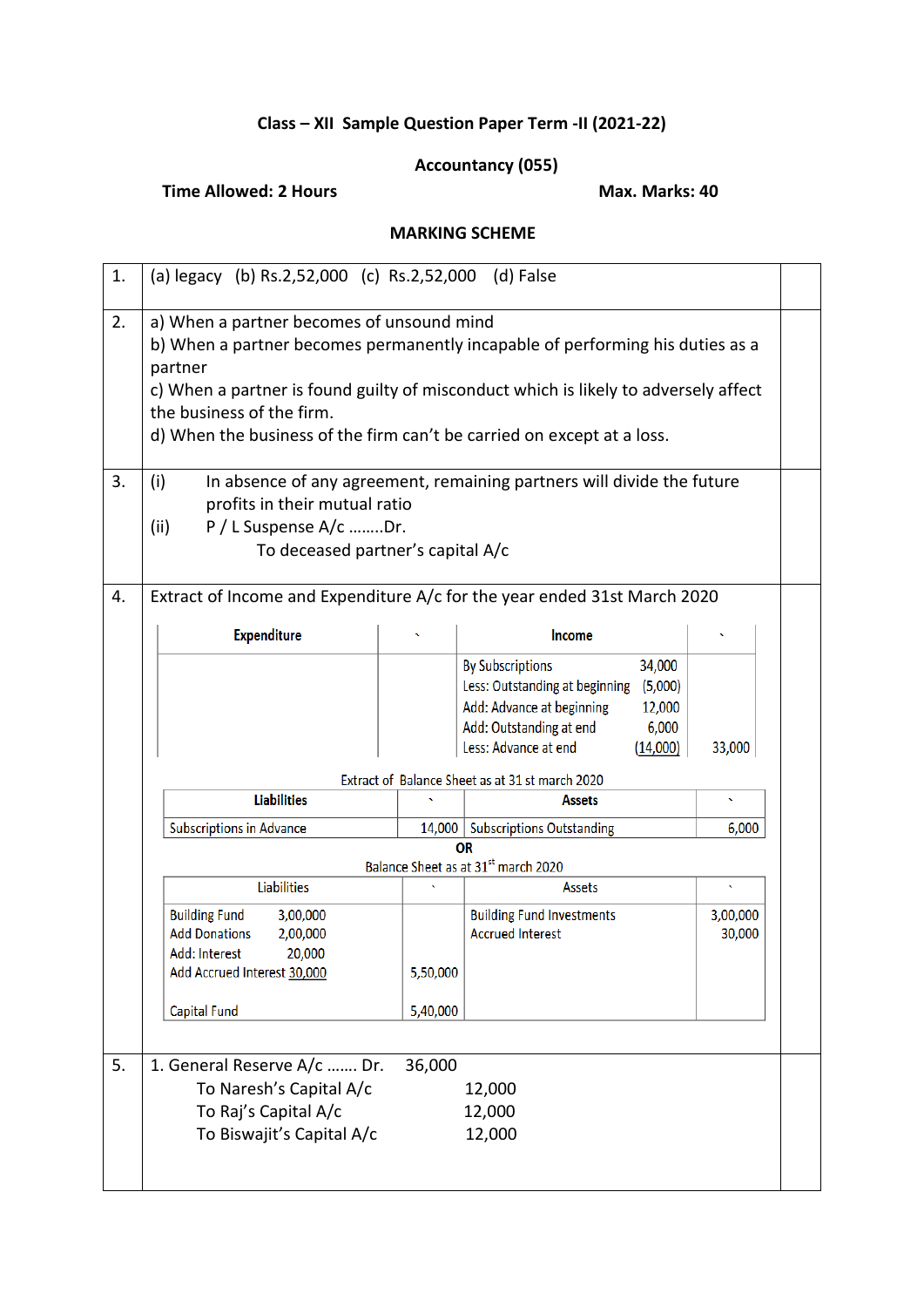**Class – XII Sample Question Paper Term -II (2021-22)**

**Accountancy (055)**

**Time Allowed: 2 Hours** **Max. Marks: 40**

**MARKING SCHEME**

**1.** (a) legacy (b) Rs.2,52,000 (c) Rs.2,52,000 (d) False

**2.**
a) When a partner becomes of unsound mind
b) When a partner becomes permanently incapable of performing his duties as a partner
c) When a partner is found guilty of misconduct which is likely to adversely affect the business of the firm.
d) When the business of the firm can't be carried on except at a loss.

**3.**
(i) In absence of any agreement, remaining partners will divide the future profits in their mutual ratio
(ii) P / L Suspense A/c ……..Dr.
  To deceased partner's capital A/c

**4.** Extract of Income and Expenditure A/c for the year ended 31st March 2020

| Expenditure | ` | Income | | ` |
|---|---|---|---|---|
| | | By Subscriptions | 34,000 | |
| | | Less: Outstanding at beginning | (5,000) | |
| | | Add: Advance at beginning | 12,000 | |
| | | Add: Outstanding at end | 6,000 | |
| | | Less: Advance at end | (14,000) | 33,000 |

Extract of Balance Sheet as at 31 st march 2020

| Liabilities | ` | Assets | ` |
|---|---|---|---|
| Subscriptions in Advance | 14,000 | Subscriptions Outstanding | 6,000 |

**OR**

Balance Sheet as at 31st march 2020

| Liabilities | | ` | Assets | ` |
|---|---|---|---|---|
| Building Fund | 3,00,000 | | Building Fund Investments | 3,00,000 |
| Add Donations | 2,00,000 | | Accrued Interest | 30,000 |
| Add: Interest | 20,000 | | | |
| Add Accrued Interest | 30,000 | 5,50,000 | | |
| Capital Fund | | 5,40,000 | | |

**5.**
1. General Reserve A/c ……. Dr. 36,000
  To Naresh's Capital A/c 12,000
  To Raj's Capital A/c 12,000
  To Biswajit's Capital A/c 12,000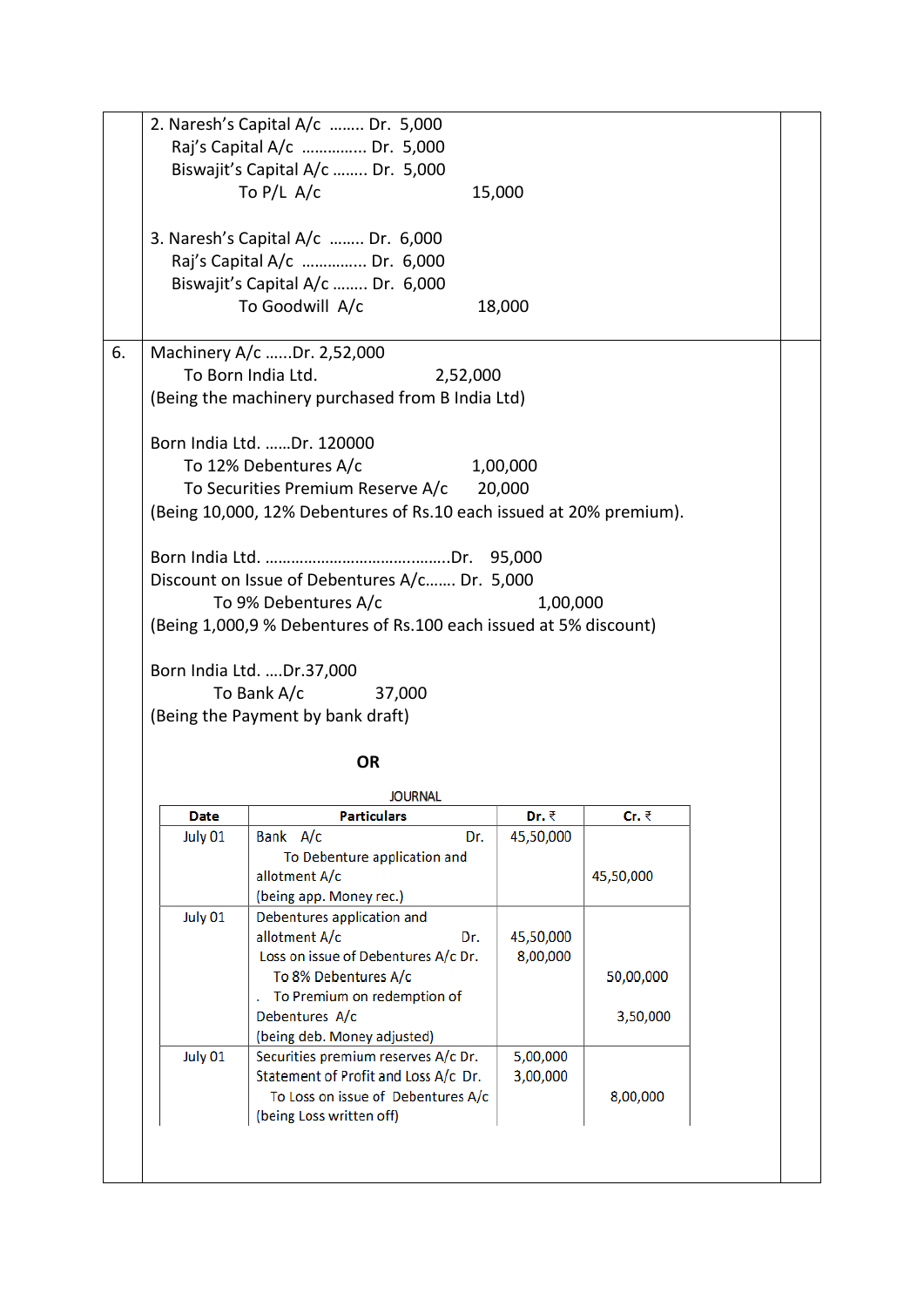2. Naresh's Capital A/c ........ Dr. 5,000
   Raj's Capital A/c ............... Dr. 5,000
   Biswajit's Capital A/c ........ Dr. 5,000
   To P/L A/c 15,000

3. Naresh's Capital A/c ........ Dr. 6,000
   Raj's Capital A/c ............... Dr. 6,000
   Biswajit's Capital A/c ........ Dr. 6,000
   To Goodwill A/c 18,000

6. Machinery A/c ......Dr. 2,52,000
   To Born India Ltd. 2,52,000
   (Being the machinery purchased from B India Ltd)

Born India Ltd. ......Dr. 120000
   To 12% Debentures A/c 1,00,000
   To Securities Premium Reserve A/c 20,000
(Being 10,000, 12% Debentures of Rs.10 each issued at 20% premium).

Born India Ltd. ..........................................Dr. 95,000
Discount on Issue of Debentures A/c....... Dr. 5,000
   To 9% Debentures A/c 1,00,000
(Being 1,000,9 % Debentures of Rs.100 each issued at 5% discount)

Born India Ltd. ....Dr.37,000
   To Bank A/c 37,000
(Being the Payment by bank draft)

**OR**

JOURNAL

| Date | Particulars | Dr. ₹ | Cr. ₹ |
|---|---|---|---|
| July 01 | Bank A/c Dr.<br>To Debenture application and allotment A/c<br>(being app. Money rec.) | 45,50,000 | 45,50,000 |
| July 01 | Debentures application and allotment A/c Dr.<br>Loss on issue of Debentures A/c Dr.<br>To 8% Debentures A/c<br>To Premium on redemption of Debentures A/c<br>(being deb. Money adjusted) | 45,50,000<br>8,00,000 | 50,00,000<br>3,50,000 |
| July 01 | Securities premium reserves A/c Dr.<br>Statement of Profit and Loss A/c Dr.<br>To Loss on issue of Debentures A/c<br>(being Loss written off) | 5,00,000<br>3,00,000 | 8,00,000 |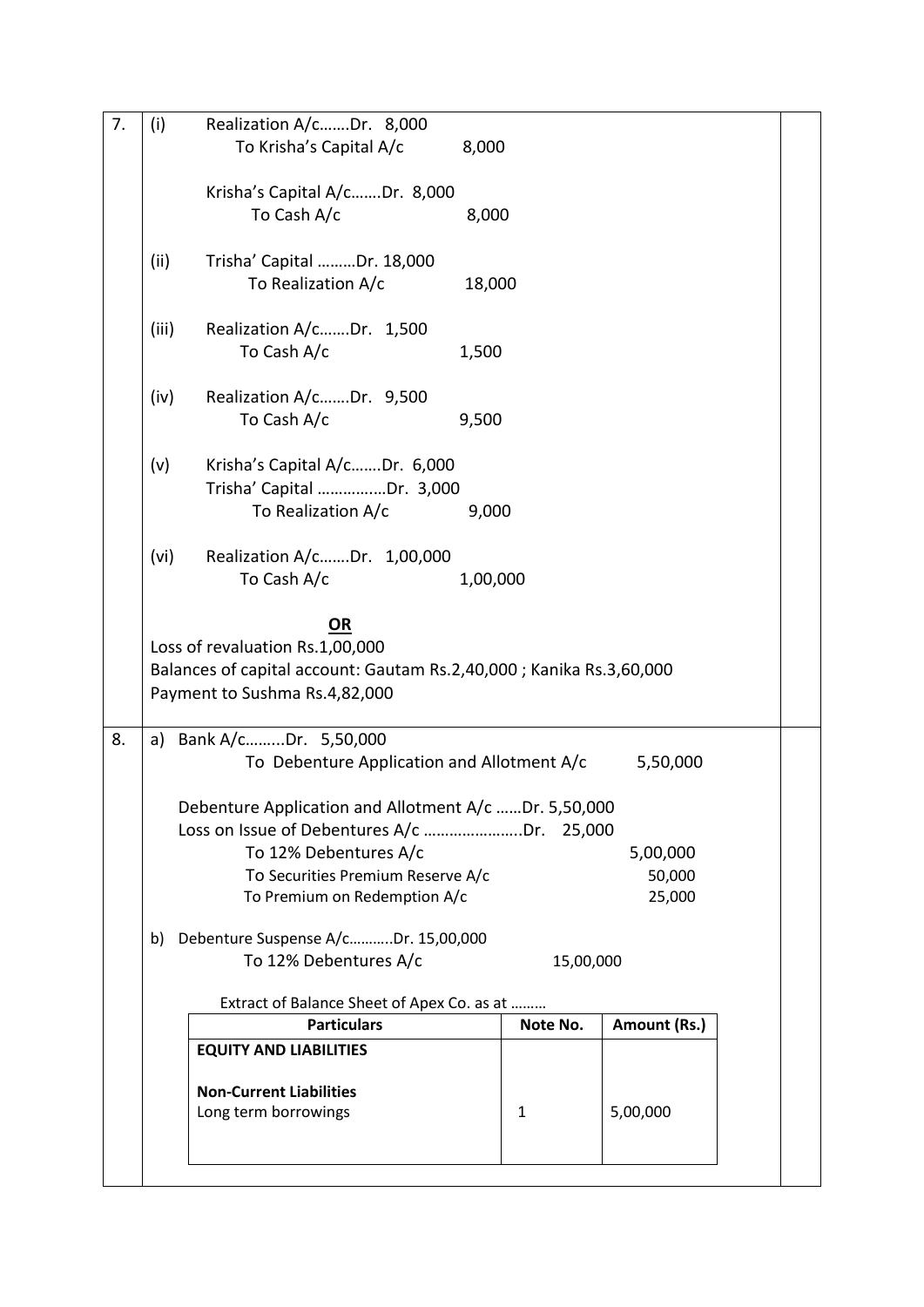| | | |
|---|---|---|
| 7. | (i) | Realization A/c…….Dr. 8,000<br>To Krisha's Capital A/c 8,000<br><br>Krisha's Capital A/c…….Dr. 8,000<br>To Cash A/c 8,000 |
| | (ii) | Trisha' Capital ………Dr. 18,000<br>To Realization A/c 18,000 |
| | (iii) | Realization A/c…….Dr. 1,500<br>To Cash A/c 1,500 |
| | (iv) | Realization A/c…….Dr. 9,500<br>To Cash A/c 9,500 |
| | (v) | Krisha's Capital A/c…….Dr. 6,000<br>Trisha' Capital ……….....Dr. 3,000<br>To Realization A/c 9,000 |
| | (vi) | Realization A/c…….Dr. 1,00,000<br>To Cash A/c 1,00,000 |

**OR**

Loss of revaluation Rs.1,00,000

Balances of capital account: Gautam Rs.2,40,000 ; Kanika Rs.3,60,000

Payment to Sushma Rs.4,82,000

---

**8.**

a) Bank A/c………Dr. 5,50,000
 To Debenture Application and Allotment A/c 5,50,000

Debenture Application and Allotment A/c ……Dr. 5,50,000
Loss on Issue of Debentures A/c …………………..Dr. 25,000
 To 12% Debentures A/c 5,00,000
 To Securities Premium Reserve A/c 50,000
 To Premium on Redemption A/c 25,000

b) Debenture Suspense A/c………..Dr. 15,00,000
 To 12% Debentures A/c 15,00,000

Extract of Balance Sheet of Apex Co. as at ………

| Particulars | Note No. | Amount (Rs.) |
|---|---|---|
| **EQUITY AND LIABILITIES** | | |
| **Non-Current Liabilities** | | |
| Long term borrowings | 1 | 5,00,000 |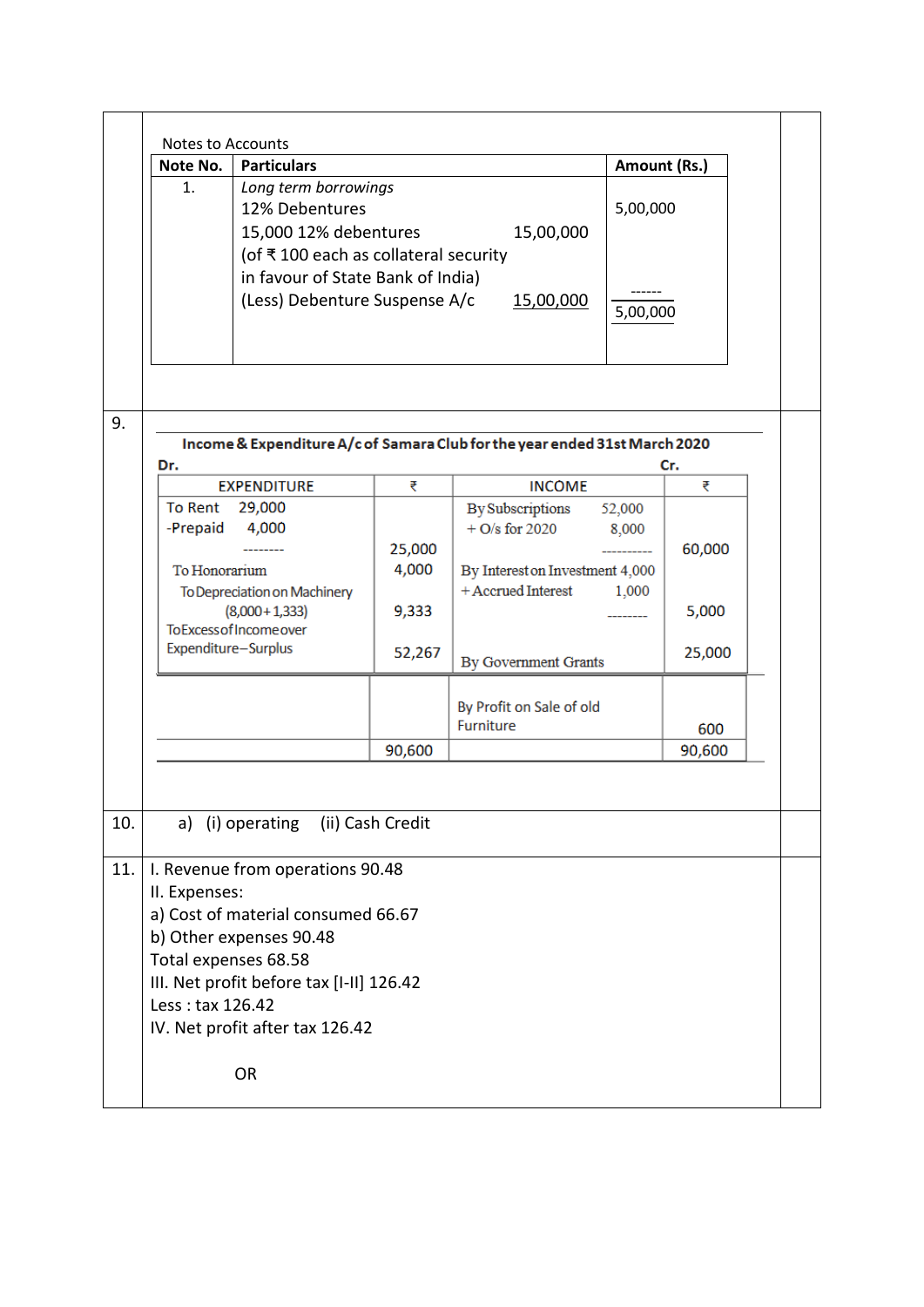Notes to Accounts

| Note No. | Particulars | | Amount (Rs.) |
|---|---|---|---|
| 1. | *Long term borrowings* | | |
| | 12% Debentures | | 5,00,000 |
| | 15,000 12% debentures | 15,00,000 | |
| | (of ₹ 100 each as collateral security | | |
| | in favour of State Bank of India) | | |
| | (Less) Debenture Suspense A/c | 15,00,000 | ------ |
| | | | 5,00,000 |

9.

**Income & Expenditure A/c of Samara Club for the year ended 31st March 2020**

**Dr.** **Cr.**

| EXPENDITURE | ₹ | INCOME | ₹ |
|---|---|---|---|
| To Rent 29,000<br>-Prepaid 4,000<br>-------- | 25,000 | By Subscriptions 52,000<br>+ O/s for 2020 8,000<br>---------- | 60,000 |
| To Honorarium | 4,000 | By Interest on Investment 4,000<br>+ Accrued Interest 1,000<br>-------- | 5,000 |
| To Depreciation on Machinery (8,000 + 1,333) | 9,333 | | |
| To Excess of Income over Expenditure – Surplus | 52,267 | By Government Grants | 25,000 |
| | | By Profit on Sale of old Furniture | 600 |
| | 90,600 | | 90,600 |

10. a) (i) operating (ii) Cash Credit

11. I. Revenue from operations 90.48

II. Expenses:

a) Cost of material consumed 66.67

b) Other expenses 90.48

Total expenses 68.58

III. Net profit before tax [I-II] 126.42

Less : tax 126.42

IV. Net profit after tax 126.42

OR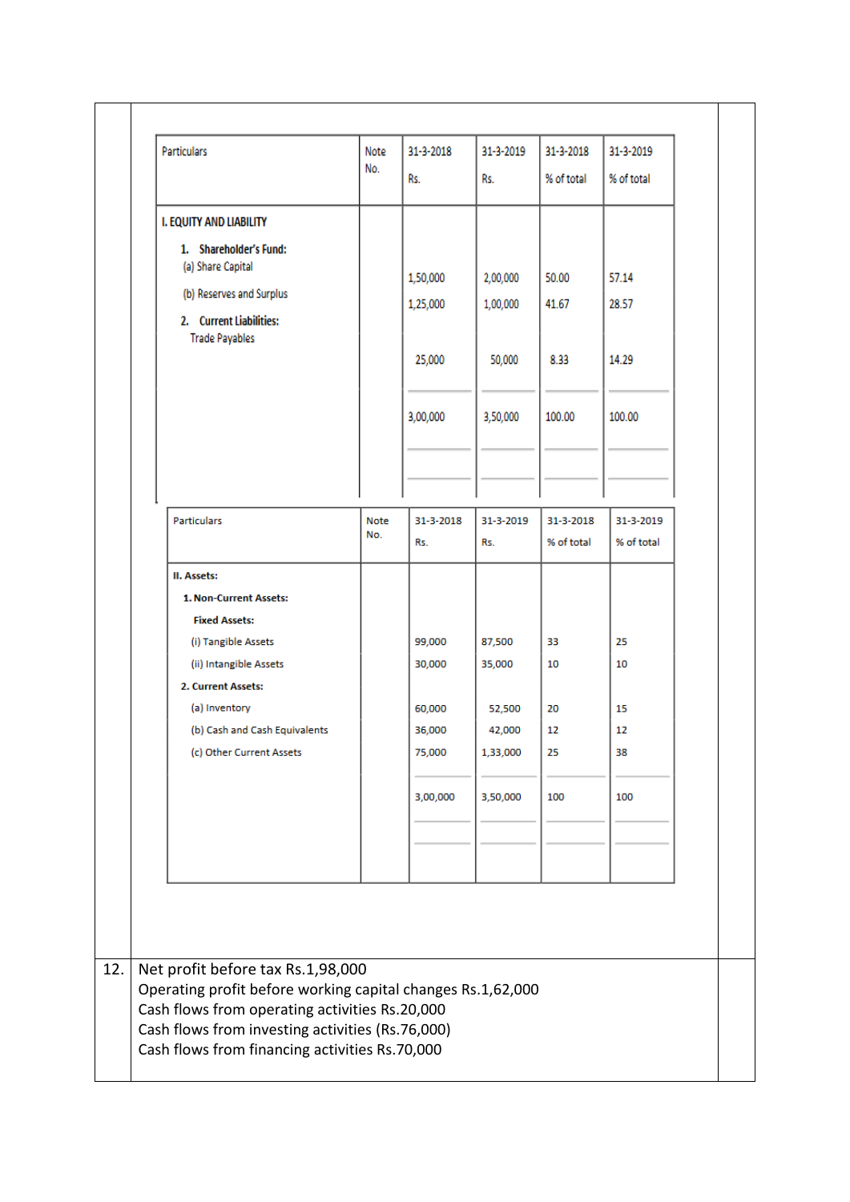| Particulars | Note No. | 31-3-2018 Rs. | 31-3-2019 Rs. | 31-3-2018 % of total | 31-3-2019 % of total |
|---|---|---|---|---|---|
| **I. EQUITY AND LIABILITY** | | | | | |
| **1. Shareholder's Fund:** | | | | | |
| (a) Share Capital | | 1,50,000 | 2,00,000 | 50.00 | 57.14 |
| (b) Reserves and Surplus | | 1,25,000 | 1,00,000 | 41.67 | 28.57 |
| **2. Current Liabilities:** | | | | | |
| Trade Payables | | 25,000 | 50,000 | 8.33 | 14.29 |
| | | 3,00,000 | 3,50,000 | 100.00 | 100.00 |

| Particulars | Note No. | 31-3-2018 Rs. | 31-3-2019 Rs. | 31-3-2018 % of total | 31-3-2019 % of total |
|---|---|---|---|---|---|
| **II. Assets:** | | | | | |
| **1. Non-Current Assets:** | | | | | |
| **Fixed Assets:** | | | | | |
| (i) Tangible Assets | | 99,000 | 87,500 | 33 | 25 |
| (ii) Intangible Assets | | 30,000 | 35,000 | 10 | 10 |
| **2. Current Assets:** | | | | | |
| (a) Inventory | | 60,000 | 52,500 | 20 | 15 |
| (b) Cash and Cash Equivalents | | 36,000 | 42,000 | 12 | 12 |
| (c) Other Current Assets | | 75,000 | 1,33,000 | 25 | 38 |
| | | 3,00,000 | 3,50,000 | 100 | 100 |

12. Net profit before tax Rs.1,98,000
Operating profit before working capital changes Rs.1,62,000
Cash flows from operating activities Rs.20,000
Cash flows from investing activities (Rs.76,000)
Cash flows from financing activities Rs.70,000